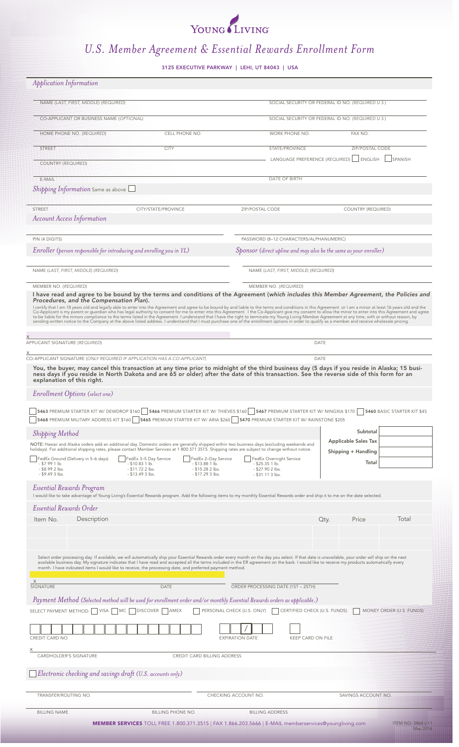# YOUNG LIVING

# *U.S. Member Agreement & Essential Rewards Enrollment Form*

3125 EXECUTIVE PARKWAY | LEHI, UT 84043 | USA

## *Application Information*

NAME (*LAST, FIRST, MIDDLE*) (*REQUIRED*) | SOCIAL SECURITY OR FEDERAL ID NO. (*REQUIRED U.S.*)

CO-APPLICANT OR BUSINESS NAME (*OPTIONAL*) | SOCIAL SECURITY OR FEDERAL ID NO. (*REQUIRED U.S.*)

HOME PHONE NO. (*REQUIRED*) | CELL PHONE NO. | WORK PHONE NO. | FAX NO.

STREET | CITY | STATE/PROVINCE | ZIP/POSTAL CODE

COUNTRY (*REQUIRED*) | LANGUAGE PREFERENCE (*REQUIRED*) ☐ ENGLISH ☐ SPANISH

E-MAIL | DATE OF BIRTH

## *Shipping Information* Same as above ☐

STREET | CITY/STATE/PROVINCE | ZIP/POSTAL CODE | COUNTRY (REQUIRED)

## *Account Access Information*

PIN (4 DIGITS) | PASSWORD (8–12 CHARACTERS/ALPHANUMERIC)

## *Enroller (person responsible for introducing and enrolling you in YL)*

NAME (*LAST, FIRST, MIDDLE*) (*REQUIRED*)

MEMBER NO. (*REQUIRED*)

## *Sponsor (direct upline and may also be the same as your enroller)*

NAME (*LAST, FIRST, MIDDLE*) (*REQUIRED*)

MEMBER NO. (*REQUIRED*)

**I have read and agree to be bound by the terms and conditions of the Agreement (*which includes this Member Agreement, the Policies and Procedures, and the Compensation Plan*).**

I certify that I am 18 years old and legally able to enter into the Agreement and agree to be bound by and liable to the terms and conditions in this Agreement or I am a minor at least 16 years old and the Co-Applicant is my parent or guardian who has legal authority to consent for me to enter into this Agreement. I the Co-Applicant give my consent to allow the minor to enter into this Agreement and agree to be liable for the minors compliance to the terms listed in the Agreement. I understand that I have the right to terminate my Young Living Member Agreement at any time, with or without reason, by sending written notice to the Company at the above listed address. I understand that I must purchase one of the enrollment options in order to qualify as a member and receive wholesale pricing.

x
APPLICANT SIGNATURE (*REQUIRED*) | DATE

x
CO-APPLICANT SIGNATURE (*ONLY REQUIRED IF APPLICATION HAS A CO-APPLICANT*) | DATE

**You, the buyer, may cancel this transaction at any time prior to midnight of the third business day (5 days if you reside in Alaska; 15 business days if you reside in North Dakota and are 65 or older) after the date of this transaction. See the reverse side of this form for an explanation of this right.**

## *Enrollment Options (select one)*

- ☐ **5463** PREMIUM STARTER KIT W/ DEWDROP $160
- ☐ **5466** PREMIUM STARTER KIT W/ THIEVES $160
- ☐ **5467** PREMIUM STARTER KIT W/ NINGXIA $170
- ☐ **5460** BASIC STARTER KIT $45
- ☐ **5468** PREMIUM MILITARY ADDRESS KIT $160
- ☐ **5465** PREMIUM STARTER KIT W/ ARIA $260
- ☐ **5470** PREMIUM STARTER KIT W/ RAINSTONE $205

## *Shipping Method*

*NOTE:* Hawaii and Alaska orders add an additional day. Domestic orders are generally shipped within two business days (excluding weekends and holidays). For additional shipping rates, please contact Member Services at 1·800·371·3515. Shipping rates are subject to change without notice.

| ☐ FedEx Ground (Delivery in 5–6 days) | ☐ FedEx 3–5 Day Service | ☐ FedEx 2–Day Service | ☐ FedEx Overnight Service |
|---|---|---|---|
| - $7.99 1 lb. | - $10.83 1 lb. | - $13.88 1 lb. | - $25.35 1 lb. |
| - $8.99 2 lbs. | - $11.72 2 lbs. | - $15.28 2 lbs. | - $27.90 2 lbs. |
| - $9.49 3 lbs. | - $13.49 3 lbs. | - $17.29 3 lbs. | - $31.11 3 lbs. |

| | |
|---|---|
| **Subtotal** | |
| **Applicable Sales Tax** | |
| **Shipping + Handling** | |
| **Total** | |

## *Essential Rewards Program*

I would like to take advantage of Young Living's Essential Rewards program. Add the following items to my monthly Essential Rewards order and ship it to me on the date selected.

## *Essential Rewards Order*

| Item No. | Description | Qty. | Price | Total |
|---|---|---|---|---|
| | | | | |
| | | | | |

Select order processing day: If available, we will automatically ship your Essential Rewards order every month on the day you select. If that date is unavailable, your order will ship on the next available business day. My signature indicates that I have read and accepted all the terms included in the ER agreement on the back. I would like to receive my products automatically every month. I have indicated items I would like to receive, the processing date, and preferred payment method.

x
SIGNATURE | DATE | ORDER PROCESSING DATE (1ST – 25TH)

## *Payment Method (Selected method will be used for enrollment order and/or monthly Essential Rewards orders as applicable.)*

SELECT PAYMENT METHOD: ☐ VISA ☐ MC ☐ DISCOVER ☐ AMEX ☐ PERSONAL CHECK (U.S. ONLY) ☐ CERTIFIED CHECK (U.S. FUNDS) ☐ MONEY ORDER (U.S. FUNDS)

CREDIT CARD NO. | EXPIRATION DATE ( / ) | KEEP CARD ON FILE ☐

x
CARDHOLDER'S SIGNATURE | CREDIT CARD BILLING ADDRESS

## ☐ *Electronic checking and savings draft (U.S. accounts only)*

TRANSFER/ROUTING NO. | CHECKING ACCOUNT NO. | SAVINGS ACCOUNT NO.

BILLING NAME | BILLING PHONE NO. | BILLING ADDRESS

**MEMBER SERVICES** TOLL FREE 1.800.371.3515 | FAX 1.866.203.5666 | E-MAIL memberservices@youngliving.com

ITEM NO. 3864 v.11
May 2016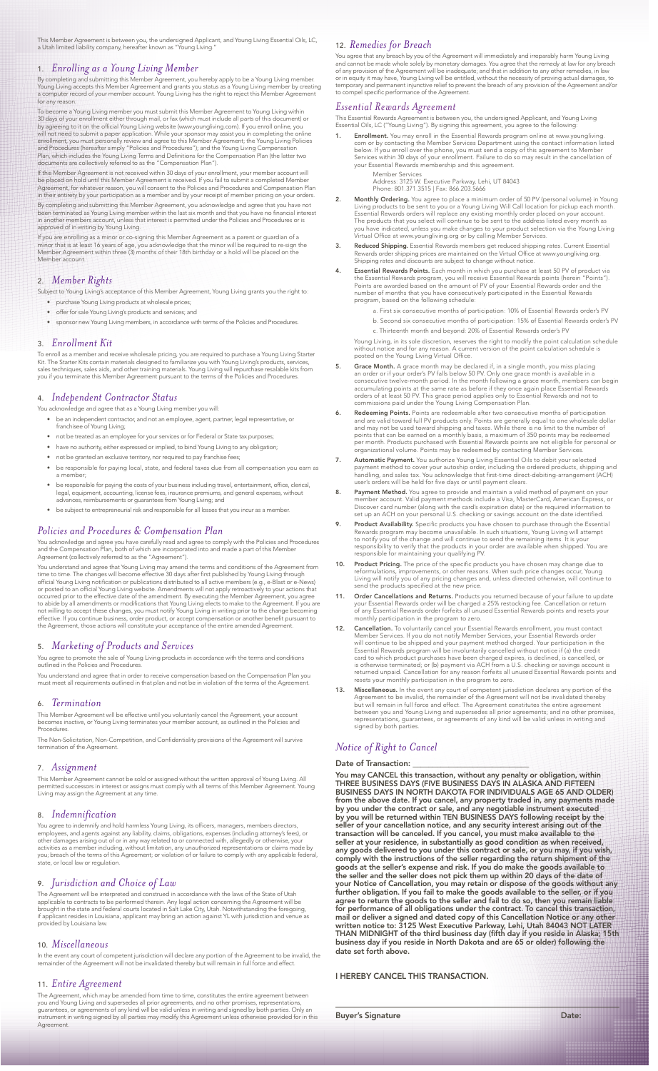This Member Agreement is between you, the undersigned Applicant, and Young Living Essential Oils, LC, a Utah limited liability company, hereafter known as "Young Living."

## 1. *Enrolling as a Young Living Member*

By completing and submitting this Member Agreement, you hereby apply to be a Young Living member. Young Living accepts this Member Agreement and grants you status as a Young Living member by creating a computer record of your member account. Young Living has the right to reject this Member Agreement for any reason.

To become a Young Living member you must submit this Member Agreement to Young Living within 30 days of your enrollment either through mail, or fax (which must include all parts of this document) or by agreeing to it on the official Young Living website (www.youngliving.com). If you enroll online, you will not need to submit a paper application. While your sponsor may assist you in completing the online enrollment, you must personally review and agree to this Member Agreement; the Young Living Policies and Procedures (hereafter simply "Policies and Procedures"); and the Young Living Compensation Plan, which includes the Young Living Terms and Definitions for the Compensation Plan (the latter two documents are collectively referred to as the "Compensation Plan").

If this Member Agreement is not received within 30 days of your enrollment, your member account will be placed on hold until this Member Agreement is received. If you fail to submit a completed Member Agreement, for whatever reason, you will consent to the Policies and Procedures and Compensation Plan in their entirety by your participation as a member and by your receipt of member pricing on your orders.

By completing and submitting this Member Agreement, you acknowledge and agree that you have not been terminated as Young Living member within the last six month and that you have no financial interest in another members account, unless that interest is permitted under the Policies and Procedures or is approved of in writing by Young Living.

If you are enrolling as a minor or co-signing this Member Agreement as a parent or guardian of a minor that is at least 16 years of age, you acknowledge that the minor will be required to re-sign the Member Agreement within three (3) months of their 18th birthday or a hold will be placed on the Member account.

## 2. *Member Rights*

Subject to Young Living's acceptance of this Member Agreement, Young Living grants you the right to:

- purchase Young Living products at wholesale prices;
- offer for sale Young Living's products and services; and
- sponsor new Young Living members, in accordance with terms of the Policies and Procedures.

## 3. *Enrollment Kit*

To enroll as a member and receive wholesale pricing, you are required to purchase a Young Living Starter Kit. The Starter Kits contain materials designed to familiarize you with Young Living's products, services, sales techniques, sales aids, and other training materials. Young Living will repurchase resalable kits from you if you terminate this Member Agreement pursuant to the terms of the Policies and Procedures.

## 4. *Independent Contractor Status*

You acknowledge and agree that as a Young Living member you will:

- be an independent contractor, and not an employee, agent, partner, legal representative, or franchisee of Young Living;
- not be treated as an employee for your services or for Federal or State tax purposes;
- have no authority, either expressed or implied, to bind Young Living to any obligation;
- not be granted an exclusive territory, nor required to pay franchise fees;
- be responsible for paying local, state, and federal taxes due from all compensation you earn as a member;
- be responsible for paying the costs of your business including travel, entertainment, office, clerical, legal, equipment, accounting, license fees, insurance premiums, and general expenses, without advances, reimbursements or guarantees from Young Living; and
- be subject to entrepreneurial risk and responsible for all losses that you incur as a member.

## *Policies and Procedures & Compensation Plan*

You acknowledge and agree you have carefully read and agree to comply with the Policies and Procedures and the Compensation Plan, both of which are incorporated into and made a part of this Member Agreement (collectively referred to as the "Agreement").

You understand and agree that Young Living may amend the terms and conditions of the Agreement from time to time. The changes will become effective 30 days after first published by Young Living through official Young Living notification or publications distributed to all active members (e.g., e-Blast or e-News) or posted on an official Young Living website. Amendments will not apply retroactively to your actions that occurred prior to the effective date of the amendment. By executing the Member Agreement, you agree to abide by all amendments or modifications that Young Living elects to make to the Agreement. If you are not willing to accept these changes, you must notify Young Living in writing prior to the change becoming effective. If you continue business, order product, or accept compensation or another benefit pursuant to the Agreement, those actions will constitute your acceptance of the entire amended Agreement.

## 5. *Marketing of Products and Services*

You agree to promote the sale of Young Living products in accordance with the terms and conditions outlined in the Policies and Procedures.

You understand and agree that in order to receive compensation based on the Compensation Plan you must meet all requirements outlined in that plan and not be in violation of the terms of the Agreement.

## 6. *Termination*

This Member Agreement will be effective until you voluntarily cancel the Agreement, your account becomes inactive, or Young Living terminates your member account, as outlined in the Policies and Procedures.

The Non-Solicitation, Non-Competition, and Confidentiality provisions of the Agreement will survive termination of the Agreement.

## 7. *Assignment*

This Member Agreement cannot be sold or assigned without the written approval of Young Living. All permitted successors in interest or assigns must comply with all terms of this Member Agreement. Young Living may assign the Agreement at any time.

## 8. *Indemnification*

You agree to indemnify and hold harmless Young Living, its officers, managers, members directors, employees, and agents against any liability, claims, obligations, expenses (including attorney's fees), or other damages arising out of or in any way related to or connected with, allegedly or otherwise, your activities as a member including, without limitation, any unauthorized representations or claims made by you; breach of the terms of this Agreement; or violation of or failure to comply with any applicable federal, state, or local law or regulation.

## 9. *Jurisdiction and Choice of Law*

The Agreement will be interpreted and construed in accordance with the laws of the State of Utah applicable to contracts to be performed therein. Any legal action concerning the Agreement will be brought in the state and federal courts located in Salt Lake City, Utah. Notwithstanding the foregoing, if applicant resides in Louisiana, applicant may bring an action against YL with jurisdiction and venue as provided by Louisiana law.

## 10. *Miscellaneous*

In the event any court of competent jurisdiction will declare any portion of the Agreement to be invalid, the remainder of the Agreement will not be invalidated thereby but will remain in full force and effect.

## 11. *Entire Agreement*

The Agreement, which may be amended from time to time, constitutes the entire agreement between you and Young Living and supersedes all prior agreements, and no other promises, representations, guarantees, or agreements of any kind will be valid unless in writing and signed by both parties. Only an instrument in writing signed by all parties may modify this Agreement unless otherwise provided for in this Agreement.

## 12. *Remedies for Breach*

You agree that any breach by you of the Agreement will immediately and irreparably harm Young Living and cannot be made whole solely by monetary damages. You agree that the remedy at law for any breach of any provision of the Agreement will be inadequate; and that in addition to any other remedies, in law or in equity it may have, Young Living will be entitled, without the necessity of proving actual damages, to temporary and permanent injunctive relief to prevent the breach of any provision of the Agreement and/or to compel specific performance of the Agreement.

## *Essential Rewards Agreement*

This Essential Rewards Agreement is between you, the undersigned Applicant, and Young Living Essential Oils, LC ("Young Living"). By signing this agreement, you agree to the following:

1. **Enrollment.** You may enroll in the Essential Rewards program online at www.youngliving.com or by contacting the Member Services Department using the contact information listed below. If you enroll over the phone, you must send a copy of this agreement to Member Services within 30 days of your enrollment. Failure to do so may result in the cancellation of your Essential Rewards membership and this agreement.

   Member Services
   Address: 3125 W. Executive Parkway, Lehi, UT 84043
   Phone: 801.371.3515 | Fax: 866.203.5666

2. **Monthly Ordering.** You agree to place a minimum order of 50 PV (personal volume) in Young Living products to be sent to you or a Young Living Will Call location for pickup each month. Essential Rewards orders will replace any existing monthly order placed on your account. The products that you select will continue to be sent to the address listed every month as you have indicated, unless you make changes to your product selection via the Young Living Virtual Office at www.youngliving.org or by calling Member Services.
3. **Reduced Shipping.** Essential Rewards members get reduced shipping rates. Current Essential Rewards order shipping prices are maintained on the Virtual Office at www.youngliving.org. Shipping rates and discounts are subject to change without notice.
4. **Essential Rewards Points.** Each month in which you purchase at least 50 PV of product via the Essential Rewards program, you will receive Essential Rewards points (herein "Points"). Points are awarded based on the amount of PV of your Essential Rewards order and the number of months that you have consecutively participated in the Essential Rewards program, based on the following schedule:

   a. First six consecutive months of participation: 10% of Essential Rewards order's PV
   b. Second six consecutive months of participation: 15% of Essential Rewards order's PV
   c. Thirteenth month and beyond: 20% of Essential Rewards order's PV

   Young Living, in its sole discretion, reserves the right to modify the point calculation schedule without notice and for any reason. A current version of the point calculation schedule is posted on the Young Living Virtual Office.

5. **Grace Month.** A grace month may be declared if, in a single month, you miss placing an order or if your order's PV falls below 50 PV. Only one grace month is available in a consecutive twelve-month period. In the month following a grace month, members can begin accumulating points at the same rate as before if they once again place Essential Rewards orders of at least 50 PV. This grace period applies only to Essential Rewards and not to commissions paid under the Young Living Compensation Plan.
6. **Redeeming Points.** Points are redeemable after two consecutive months of participation and are valid toward full PV products only. Points are generally equal to one wholesale dollar and may not be used toward shipping and taxes. While there is no limit to the number of points that can be earned on a monthly basis, a maximum of 350 points may be redeemed per month. Products purchased with Essential Rewards points are not eligible for personal or organizational volume. Points may be redeemed by contacting Member Services.
7. **Automatic Payment.** You authorize Young Living Essential Oils to debit your selected payment method to cover your autoship order, including the ordered products, shipping and handling, and sales tax. You acknowledge that first-time direct-debiting-arrangement (ACH) user's orders will be held for five days or until payment clears.
8. **Payment Method.** You agree to provide and maintain a valid method of payment on your member account. Valid payment methods include a Visa, MasterCard, American Express, or Discover card number (along with the card's expiration date) or the required information to set up an ACH on your personal U.S. checking or savings account on the date identified.
9. **Product Availability.** Specific products you have chosen to purchase through the Essential Rewards program may become unavailable. In such situations, Young Living will attempt to notify you of the change and will continue to send the remaining items. It is your responsibility to verify that the products in your order are available when shipped. You are responsible for maintaining your qualifying PV.
10. **Product Pricing.** The price of the specific products you have chosen may change due to reformulations, improvements, or other reasons. When such price changes occur, Young Living will notify you of any pricing changes and, unless directed otherwise, will continue to send the products specified at the new price.
11. **Order Cancellations and Returns.** Products you returned because of your failure to update your Essential Rewards order will be charged a 25% restocking fee. Cancellation or return of any Essential Rewards order forfeits all unused Essential Rewards points and resets your monthly participation in the program to zero.
12. **Cancellation.** To voluntarily cancel your Essential Rewards enrollment, you must contact Member Services. If you do not notify Member Services, your Essential Rewards order will continue to be shipped and your payment method charged. Your participation in the Essential Rewards program will be involuntarily cancelled without notice if (a) the credit card to which product purchases have been charged expires, is declined, is cancelled, or is otherwise terminated; or (b) payment via ACH from a U.S. checking or savings account is returned unpaid. Cancellation for any reason forfeits all unused Essential Rewards points and resets your monthly participation in the program to zero.
13. **Miscellaneous.** In the event any court of competent jurisdiction declares any portion of the Agreement to be invalid, the remainder of the Agreement will not be invalidated thereby but will remain in full force and effect. The Agreement constitutes the entire agreement between you and Young Living and supersedes all prior agreements; and no other promises, representations, guarantees, or agreements of any kind will be valid unless in writing and signed by both parties.

## *Notice of Right to Cancel*

**Date of Transaction: ______________________________**

**You may CANCEL this transaction, without any penalty or obligation, within THREE BUSINESS DAYS (FIVE BUSINESS DAYS IN ALASKA AND FIFTEEN BUSINESS DAYS IN NORTH DAKOTA FOR INDIVIDUALS AGE 65 AND OLDER) from the above date. If you cancel, any property traded in, any payments made by you under the contract or sale, and any negotiable instrument executed by you will be returned within TEN BUSINESS DAYS following receipt by the seller of your cancellation notice, and any security interest arising out of the transaction will be canceled. If you cancel, you must make available to the seller at your residence, in substantially as good condition as when received, any goods delivered to you under this contract or sale, or you may, if you wish, comply with the instructions of the seller regarding the return shipment of the goods at the seller's expense and risk. If you do make the goods available to the seller and the seller does not pick them up within 20 days of the date of your Notice of Cancellation, you may retain or dispose of the goods without any further obligation. If you fail to make the goods available to the seller, or if you agree to return the goods to the seller and fail to do so, then you remain liable for performance of all obligations under the contract. To cancel this transaction, mail or deliver a signed and dated copy of this Cancellation Notice or any other written notice to: 3125 West Executive Parkway, Lehi, Utah 84043 NOT LATER THAN MIDNIGHT of the third business day (fifth day if you reside in Alaska; 15th business day if you reside in North Dakota and are 65 or older) following the date set forth above.**

**I HEREBY CANCEL THIS TRANSACTION.**

**Buyer's Signature** ______________________________ **Date:** ______________